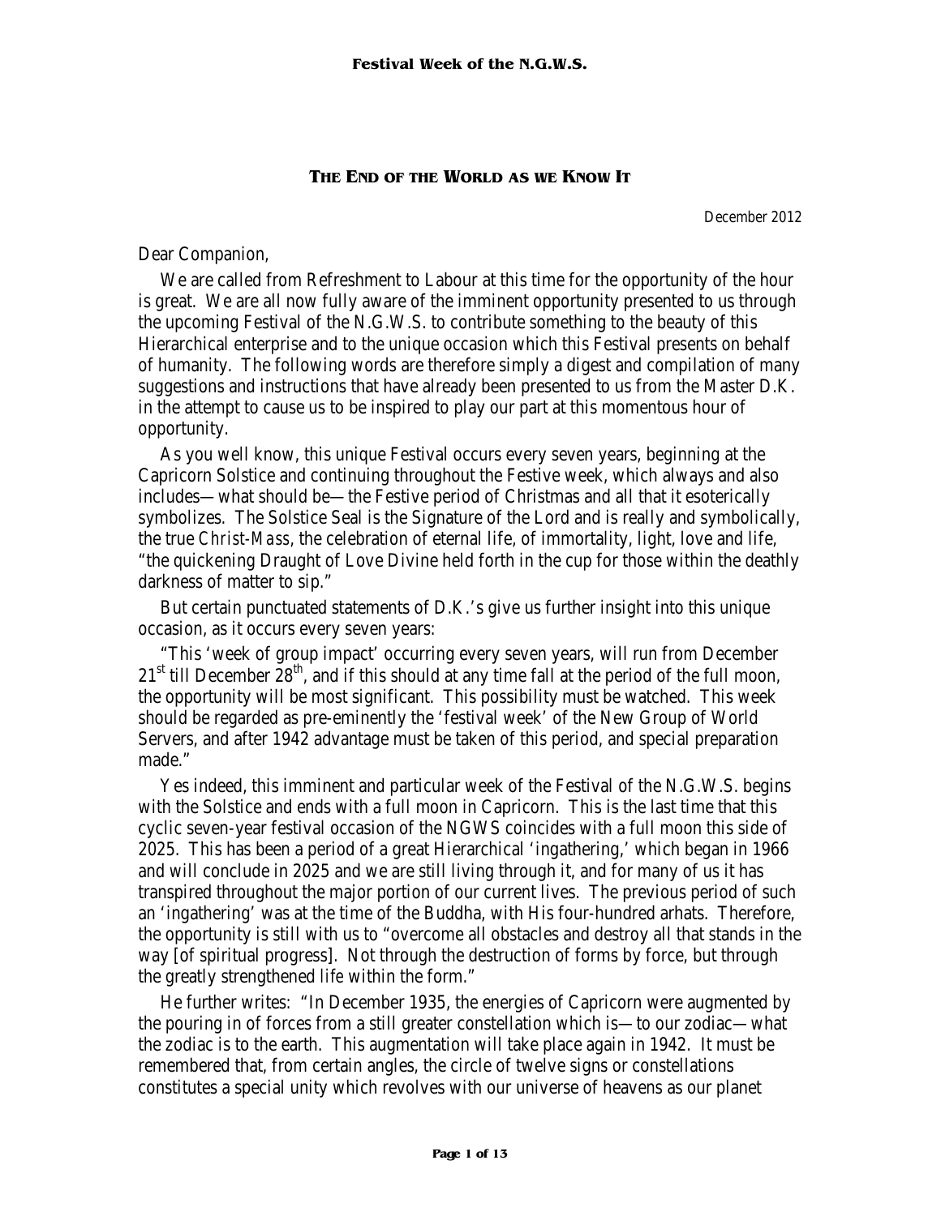## The End of the World as we Know It

December 2012

Dear Companion,

We are called from Refreshment to Labour at this time for the opportunity of the hour is great. We are all now fully aware of the imminent opportunity presented to us through the upcoming Festival of the N.G.W.S. to contribute something to the beauty of this Hierarchical enterprise and to the unique occasion which this Festival presents on behalf of humanity. The following words are therefore simply a digest and compilation of many suggestions and instructions that have already been presented to us from the Master D.K. in the attempt to cause us to be inspired to play our part at this momentous hour of opportunity.

As you well know, this unique Festival occurs every seven years, beginning at the Capricorn Solstice and continuing throughout the Festive week, which always and also includes—what should be—the Festive period of Christmas and all that it esoterically symbolizes. The Solstice Seal is the Signature of the Lord and is really and symbolically, the true *Christ-Mass*, the celebration of eternal life, of immortality, light, love and life, "the quickening Draught of Love Divine held forth in the cup for those within the deathly darkness of matter to sip."

But certain punctuated statements of D.K.'s give us further insight into this unique occasion, as it occurs every seven years:

"This 'week of group impact' occurring every seven years, will run from December 21st till December 28th, and if this should at any time fall at the period of the full moon, the opportunity will be most significant. This possibility must be watched. This week should be regarded as pre-eminently the 'festival week' of the New Group of World Servers, and after 1942 advantage must be taken of this period, and special preparation made."

Yes indeed, this imminent and particular week of the Festival of the N.G.W.S. begins with the Solstice and ends with a full moon in Capricorn. This is the last time that this cyclic seven-year festival occasion of the NGWS coincides with a full moon this side of 2025. This has been a period of a great Hierarchical 'ingathering,' which began in 1966 and will conclude in 2025 and we are still living through it, and for many of us it has transpired throughout the major portion of our current lives. The previous period of such an 'ingathering' was at the time of the Buddha, with His four-hundred arhats. Therefore, the opportunity is still with us to "overcome all obstacles and destroy all that stands in the way [of spiritual progress]. Not through the destruction of forms by force, but through the greatly strengthened life within the form."

He further writes: "In December 1935, the energies of Capricorn were augmented by the pouring in of forces from a still greater constellation which is—to our zodiac—what the zodiac is to the earth. This augmentation will take place again in 1942. It must be remembered that, from certain angles, the circle of twelve signs or constellations constitutes a special unity which revolves with our universe of heavens as our planet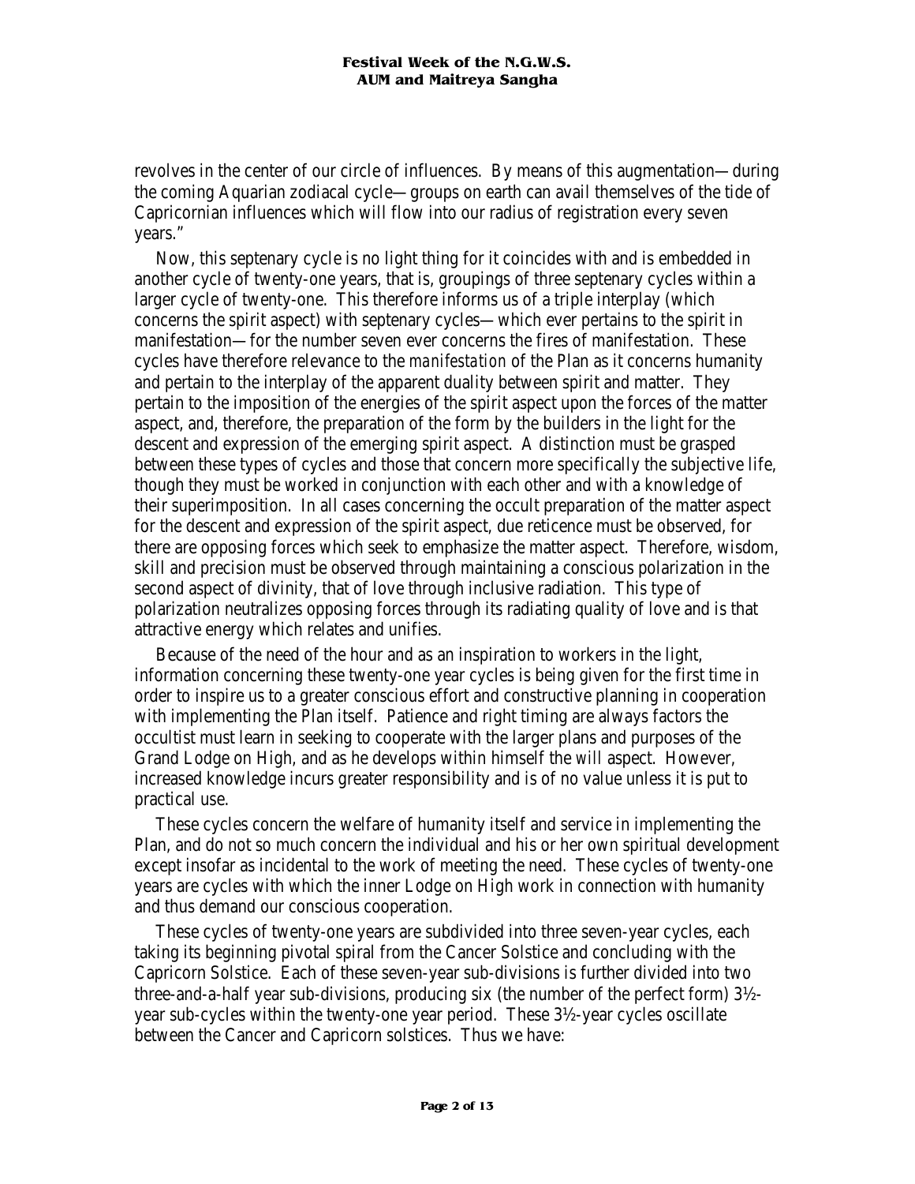revolves in the center of our circle of influences. By means of this augmentation—during the coming Aquarian zodiacal cycle—groups on earth can avail themselves of the tide of Capricornian influences which will flow into our radius of registration every seven years."

Now, this septenary cycle is no light thing for it coincides with and is embedded in another cycle of twenty-one years, that is, groupings of three septenary cycles within a larger cycle of twenty-one. This therefore informs us of a triple interplay (which concerns the spirit aspect) with septenary cycles—which ever pertains to the spirit in manifestation—for the number seven ever concerns the fires of manifestation. These cycles have therefore relevance to the *manifestation* of the Plan as it concerns humanity and pertain to the interplay of the apparent duality between spirit and matter. They pertain to the imposition of the energies of the spirit aspect upon the forces of the matter aspect, and, therefore, the preparation of the form by the builders in the light for the descent and expression of the emerging spirit aspect. A distinction must be grasped between these types of cycles and those that concern more specifically the subjective life, though they must be worked in conjunction with each other and with a knowledge of their superimposition. In all cases concerning the occult preparation of the matter aspect for the descent and expression of the spirit aspect, due reticence must be observed, for there are opposing forces which seek to emphasize the matter aspect. Therefore, wisdom, skill and precision must be observed through maintaining a conscious polarization in the second aspect of divinity, that of love through inclusive radiation. This type of polarization neutralizes opposing forces through its radiating quality of love and is that attractive energy which relates and unifies.

Because of the need of the hour and as an inspiration to workers in the light, information concerning these twenty-one year cycles is being given for the first time in order to inspire us to a greater conscious effort and constructive planning in cooperation with implementing the Plan itself. Patience and right timing are always factors the occultist must learn in seeking to cooperate with the larger plans and purposes of the Grand Lodge on High, and as he develops within himself the will aspect. However, increased knowledge incurs greater responsibility and is of no value unless it is put to practical use.

These cycles concern the welfare of humanity itself and service in implementing the Plan, and do not so much concern the individual and his or her own spiritual development except insofar as incidental to the work of meeting the need. These cycles of twenty-one years are cycles with which the inner Lodge on High work in connection with humanity and thus demand our conscious cooperation.

These cycles of twenty-one years are subdivided into three seven-year cycles, each taking its beginning pivotal spiral from the Cancer Solstice and concluding with the Capricorn Solstice. Each of these seven-year sub-divisions is further divided into two three-and-a-half year sub-divisions, producing six (the number of the perfect form) 3½-year sub-cycles within the twenty-one year period. These 3½-year cycles oscillate between the Cancer and Capricorn solstices. Thus we have: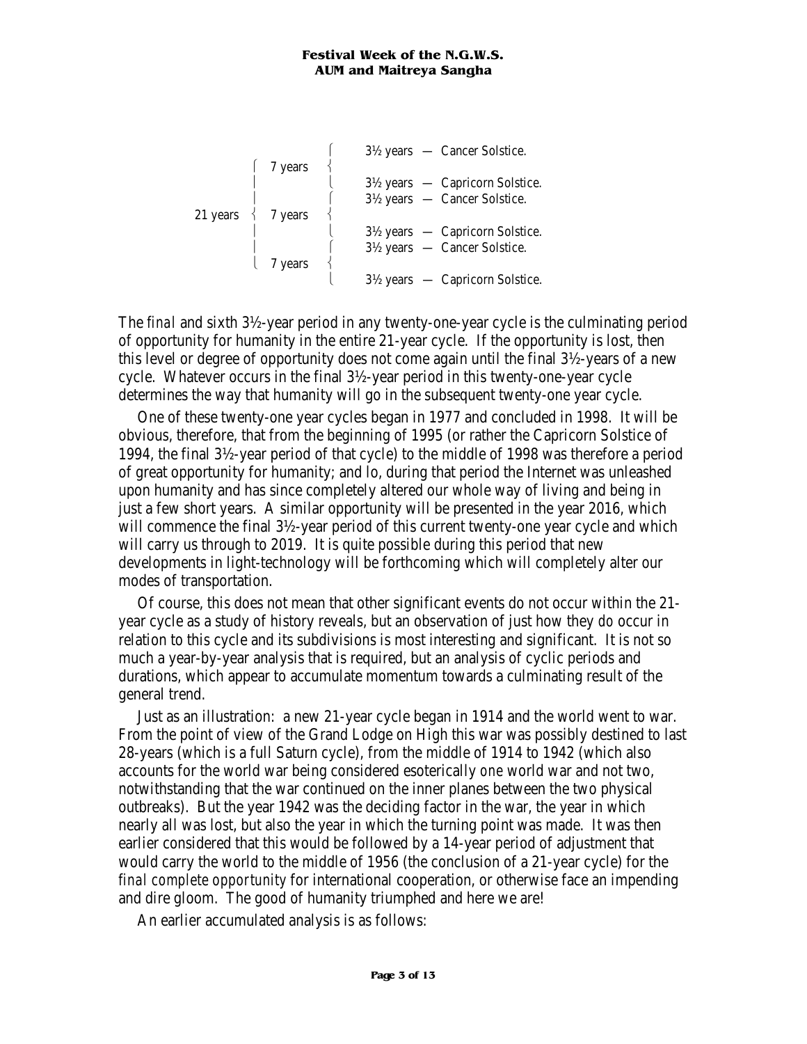| | | | |
|---|---|---|---|
| 21 years | 7 years | 3½ years | — Cancer Solstice. |
| | | 3½ years | — Capricorn Solstice. |
| | 7 years | 3½ years | — Cancer Solstice. |
| | | 3½ years | — Capricorn Solstice. |
| | 7 years | 3½ years | — Cancer Solstice. |
| | | 3½ years | — Capricorn Solstice. |

The *final* and sixth 3½-year period in any twenty-one-year cycle is the culminating period of opportunity for humanity in the entire 21-year cycle. If the opportunity is lost, then this level or degree of opportunity does not come again until the final 3½-years of a new cycle. Whatever occurs in the final 3½-year period in this twenty-one-year cycle determines the way that humanity will go in the subsequent twenty-one year cycle.

One of these twenty-one year cycles began in 1977 and concluded in 1998. It will be obvious, therefore, that from the beginning of 1995 (or rather the Capricorn Solstice of 1994, the final 3½-year period of that cycle) to the middle of 1998 was therefore a period of great opportunity for humanity; and lo, during that period the Internet was unleashed upon humanity and has since completely altered our whole way of living and being in just a few short years. A similar opportunity will be presented in the year 2016, which will commence the final 3½-year period of this current twenty-one year cycle and which will carry us through to 2019. It is quite possible during this period that new developments in light-technology will be forthcoming which will completely alter our modes of transportation.

Of course, this does not mean that other significant events do not occur within the 21-year cycle as a study of history reveals, but an observation of just how they *do* occur in relation to this cycle and its subdivisions is most interesting and significant. It is not so much a year-by-year analysis that is required, but an analysis of cyclic periods and durations, which appear to accumulate momentum towards a culminating result of the general trend.

Just as an illustration: a new 21-year cycle began in 1914 and the world went to war. From the point of view of the Grand Lodge on High this war was possibly destined to last 28-years (which is a full Saturn cycle), from the middle of 1914 to 1942 (which also accounts for the world war being considered esoterically *one* world war and not two, notwithstanding that the war continued on the inner planes between the two physical outbreaks). But the year 1942 was the deciding factor in the war, the year in which nearly all was lost, but also the year in which the turning point was made. It was then earlier considered that this would be followed by a 14-year period of adjustment that would carry the world to the middle of 1956 (the conclusion of a 21-year cycle) for the *final complete opportunity* for international cooperation, or otherwise face an impending and dire gloom. The good of humanity triumphed and here we are!

An earlier accumulated analysis is as follows: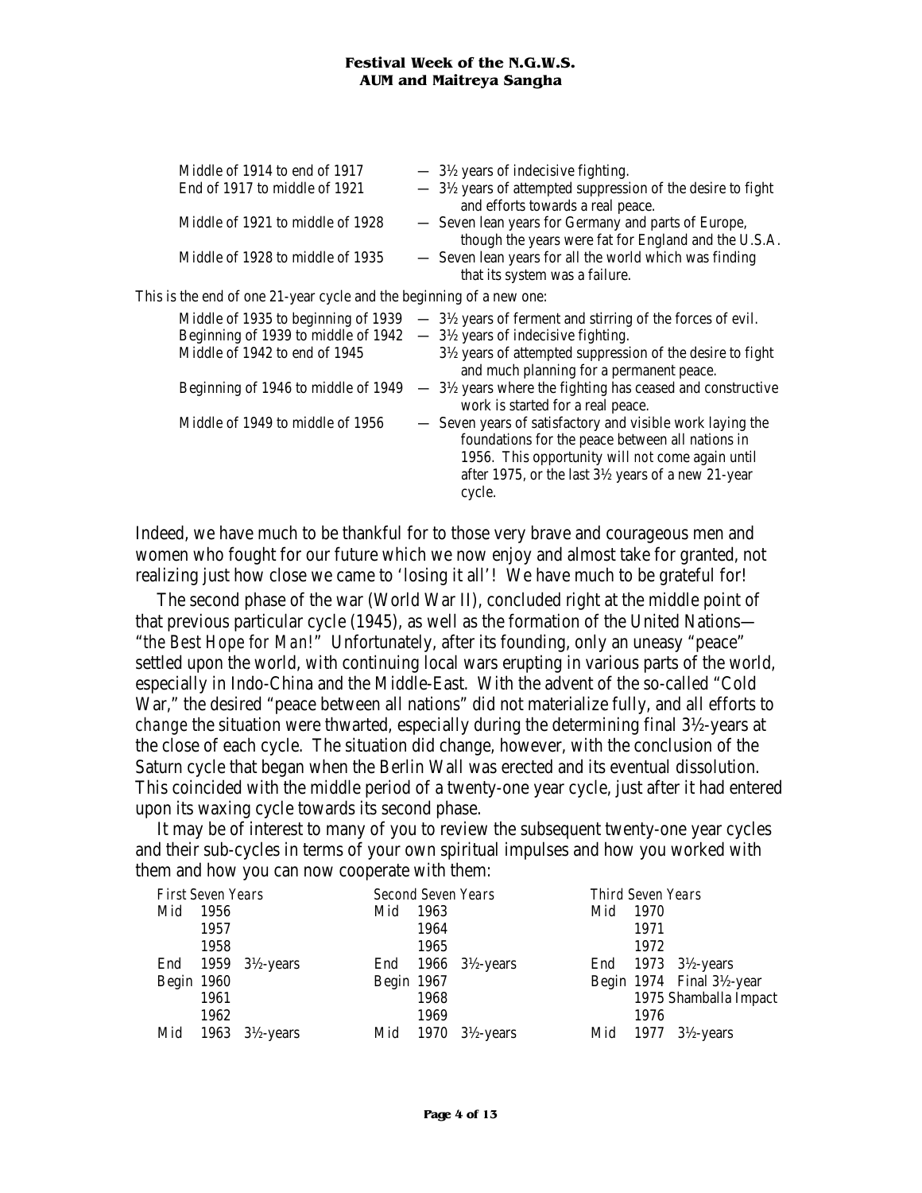| | |
|---|---|
| Middle of 1914 to end of 1917 | — 3½ years of indecisive fighting. |
| End of 1917 to middle of 1921 | — 3½ years of attempted suppression of the desire to fight and efforts towards a real peace. |
| Middle of 1921 to middle of 1928 | — Seven lean years for Germany and parts of Europe, though the years were fat for England and the U.S.A. |
| Middle of 1928 to middle of 1935 | — Seven lean years for all the world which was finding that its system was a failure. |

This is the end of one 21-year cycle and the beginning of a new one:

| | |
|---|---|
| Middle of 1935 to beginning of 1939 | — 3½ years of ferment and stirring of the forces of evil. |
| Beginning of 1939 to middle of 1942 | — 3½ years of indecisive fighting. |
| Middle of 1942 to end of 1945 | 3½ years of attempted suppression of the desire to fight and much planning for a permanent peace. |
| Beginning of 1946 to middle of 1949 | — 3½ years where the fighting has ceased and constructive work is started for a real peace. |
| Middle of 1949 to middle of 1956 | — Seven years of satisfactory and visible work laying the foundations for the peace between all nations in 1956. This opportunity will *not* come again until after 1975, or the last 3½ years of a new 21-year cycle. |

Indeed, we have much to be thankful for to those very brave and courageous men and women who fought for our future which we now enjoy and almost take for granted, not realizing just how close we came to 'losing it all'! We have much to be grateful for!

The second phase of the war (World War II), concluded right at the middle point of that previous particular cycle (1945), as well as the formation of the United Nations—"*the Best Hope for Man!*" Unfortunately, after its founding, only an uneasy "peace" settled upon the world, with continuing local wars erupting in various parts of the world, especially in Indo-China and the Middle-East. With the advent of the so-called "Cold War," the desired "peace between all nations" did not materialize fully, and all efforts to *change* the situation were thwarted, especially during the determining final 3½-years at the close of each cycle. The situation did change, however, with the conclusion of the Saturn cycle that began when the Berlin Wall was erected and its eventual dissolution. This coincided with the middle period of a twenty-one year cycle, just after it had entered upon its waxing cycle towards its second phase.

It may be of interest to many of you to review the subsequent twenty-one year cycles and their sub-cycles in terms of your own spiritual impulses and how you worked with them and how you can now cooperate with them:

| *First Seven Years* | | | *Second Seven Years* | | | *Third Seven Years* | | |
|---|---|---|---|---|---|---|---|---|
| Mid | 1956 | | Mid | 1963 | | Mid | 1970 | |
| | 1957 | | | 1964 | | | 1971 | |
| | 1958 | | | 1965 | | | 1972 | |
| End | 1959 | 3½-years | End | 1966 | 3½-years | End | 1973 | 3½-years |
| Begin | 1960 | | Begin | 1967 | | Begin | 1974 | Final 3½-year |
| | 1961 | | | 1968 | | | 1975 | Shamballa Impact |
| | 1962 | | | 1969 | | | 1976 | |
| Mid | 1963 | 3½-years | Mid | 1970 | 3½-years | Mid | 1977 | 3½-years |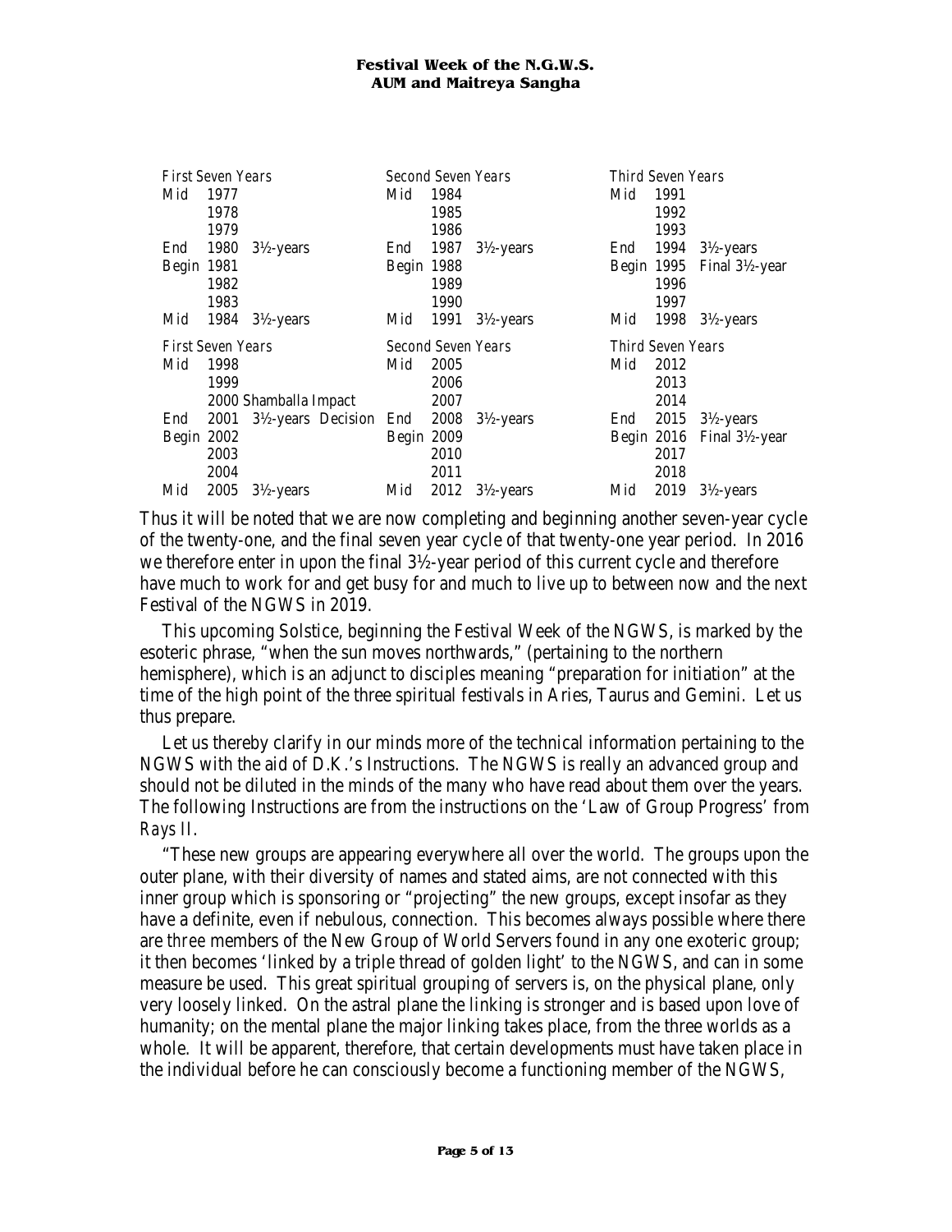| First Seven Years | | | Second Seven Years | | | Third Seven Years | | |
|---|---|---|---|---|---|---|---|---|
| Mid | 1977 | | Mid | 1984 | | Mid | 1991 | |
| | 1978 | | | 1985 | | | 1992 | |
| | 1979 | | | 1986 | | | 1993 | |
| End | 1980 | 3½-years | End | 1987 | 3½-years | End | 1994 | 3½-years |
| Begin | 1981 | | Begin | 1988 | | Begin | 1995 | Final 3½-year |
| | 1982 | | | 1989 | | | 1996 | |
| | 1983 | | | 1990 | | | 1997 | |
| Mid | 1984 | 3½-years | Mid | 1991 | 3½-years | Mid | 1998 | 3½-years |
| *First Seven Years* | | | *Second Seven Years* | | | *Third Seven Years* | | |
| Mid | 1998 | | Mid | 2005 | | Mid | 2012 | |
| | 1999 | | | 2006 | | | 2013 | |
| | 2000 | Shamballa Impact | | 2007 | | | 2014 | |
| End | 2001 | 3½-years Decision | End | 2008 | 3½-years | End | 2015 | 3½-years |
| Begin | 2002 | | Begin | 2009 | | Begin | 2016 | Final 3½-year |
| | 2003 | | | 2010 | | | 2017 | |
| | 2004 | | | 2011 | | | 2018 | |
| Mid | 2005 | 3½-years | Mid | 2012 | 3½-years | Mid | 2019 | 3½-years |

Thus it will be noted that we are now completing and beginning another seven-year cycle of the twenty-one, and the final seven year cycle of that twenty-one year period. In 2016 we therefore enter in upon the final 3½-year period of this current cycle and therefore have much to work for and get busy for and much to live up to between now and the next Festival of the NGWS in 2019.

This upcoming Solstice, beginning the Festival Week of the NGWS, is marked by the esoteric phrase, "when the sun moves northwards," (pertaining to the northern hemisphere), which is an adjunct to disciples meaning "preparation for initiation" at the time of the high point of the three spiritual festivals in Aries, Taurus and Gemini. Let us thus prepare.

Let us thereby clarify in our minds more of the technical information pertaining to the NGWS with the aid of D.K.'s Instructions. The NGWS is really an advanced group and should not be diluted in the minds of the many who have read about them over the years. The following Instructions are from the instructions on the 'Law of Group Progress' from *Rays II*.

"These new groups are appearing everywhere all over the world. The groups upon the outer plane, with their diversity of names and stated aims, are not connected with this inner group which is sponsoring or "projecting" the new groups, except insofar as they have a definite, even if nebulous, connection. This becomes always possible where there are *three* members of the New Group of World Servers found in any one exoteric group; it then becomes 'linked by a triple thread of golden light' to the NGWS, and can in some measure be used. This great spiritual grouping of servers is, on the physical plane, only very loosely linked. On the astral plane the linking is stronger and is based upon love of humanity; on the mental plane the major linking takes place, from the three worlds as a whole. It will be apparent, therefore, that certain developments must have taken place in the individual before he can consciously become a functioning member of the NGWS,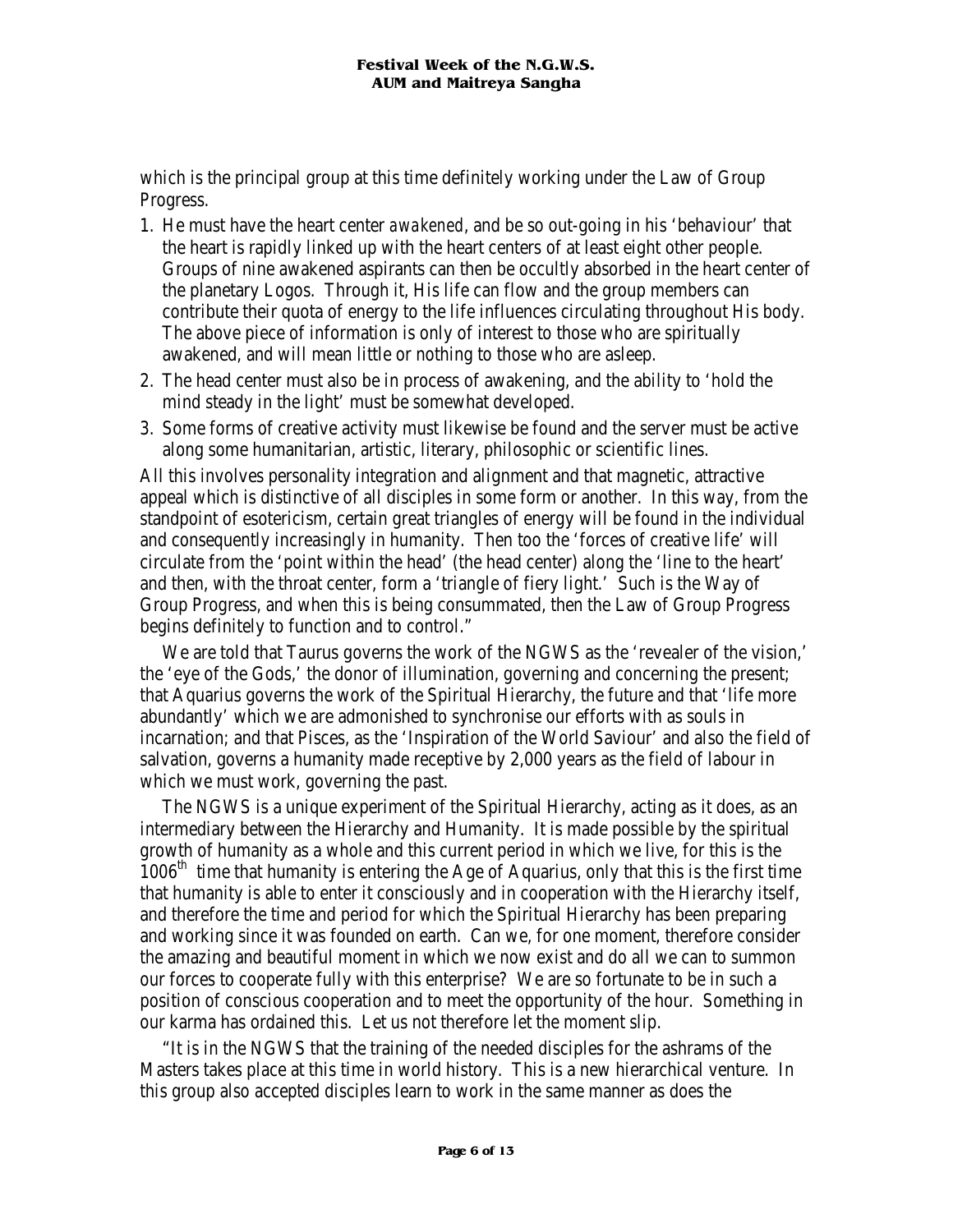which is the principal group at this time definitely working under the Law of Group Progress.

1. He must have the heart center *awakened*, and be so out-going in his 'behaviour' that the heart is rapidly linked up with the heart centers of at least eight other people. Groups of nine awakened aspirants can then be occultly absorbed in the heart center of the planetary Logos. Through it, His life can flow and the group members can contribute their quota of energy to the life influences circulating throughout His body. The above piece of information is only of interest to those who are spiritually awakened, and will mean little or nothing to those who are asleep.
2. The head center must also be in process of awakening, and the ability to 'hold the mind steady in the light' must be somewhat developed.
3. Some forms of creative activity must likewise be found and the server must be active along some humanitarian, artistic, literary, philosophic or scientific lines.

All this involves personality integration and alignment and that magnetic, attractive appeal which is distinctive of all disciples in some form or another. In this way, from the standpoint of esotericism, certain great triangles of energy will be found in the individual and consequently increasingly in humanity. Then too the 'forces of creative life' will circulate from the 'point within the head' (the head center) along the 'line to the heart' and then, with the throat center, form a 'triangle of fiery light.' Such is the Way of Group Progress, and when this is being consummated, then the Law of Group Progress begins definitely to function and to control."

We are told that Taurus governs the work of the NGWS as the 'revealer of the vision,' the 'eye of the Gods,' the donor of illumination, governing and concerning the present; that Aquarius governs the work of the Spiritual Hierarchy, the future and that 'life more abundantly' which we are admonished to synchronise our efforts with as souls in incarnation; and that Pisces, as the 'Inspiration of the World Saviour' and also the field of salvation, governs a humanity made receptive by 2,000 years as the field of labour in which we must work, governing the past.

The NGWS is a unique experiment of the Spiritual Hierarchy, acting as it does, as an intermediary between the Hierarchy and Humanity. It is made possible by the spiritual growth of humanity as a whole and this current period in which we live, for this is the 1006th time that humanity is entering the Age of Aquarius, only that this is the first time that humanity is able to enter it consciously and in cooperation with the Hierarchy itself, and therefore the time and period for which the Spiritual Hierarchy has been preparing and working since it was founded on earth. Can we, for one moment, therefore consider the amazing and beautiful moment in which we now exist and do all we can to summon our forces to cooperate fully with this enterprise? We are so fortunate to be in such a position of conscious cooperation and to meet the opportunity of the hour. Something in our karma has ordained this. Let us not therefore let the moment slip.

"It is in the NGWS that the training of the needed disciples for the ashrams of the Masters takes place at this time in world history. This is a new hierarchical venture. In this group also accepted disciples learn to work in the same manner as does the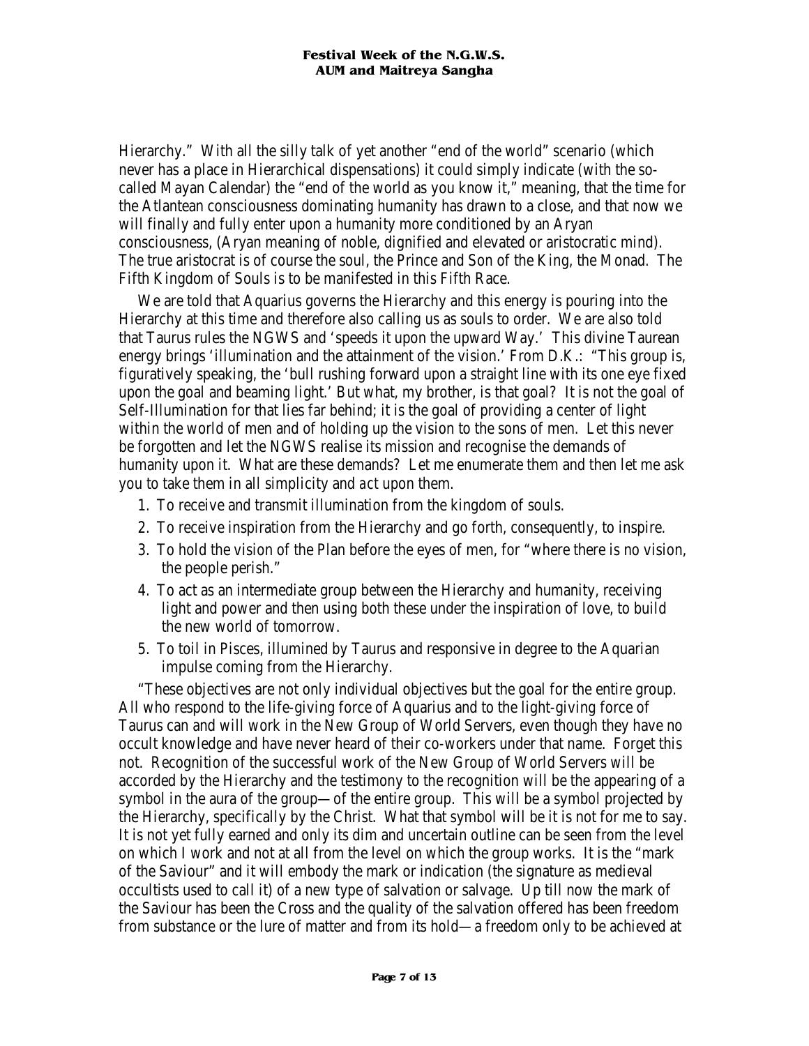Hierarchy." With all the silly talk of yet another "end of the world" scenario (which never has a place in Hierarchical dispensations) it could simply indicate (with the so-called Mayan Calendar) the "end of the world as you know it," meaning, that the time for the Atlantean consciousness dominating humanity has drawn to a close, and that now we will finally and fully enter upon a humanity more conditioned by an Aryan consciousness, (Aryan meaning of noble, dignified and elevated or aristocratic mind). The true aristocrat is of course the soul, the Prince and Son of the King, the Monad. The Fifth Kingdom of Souls is to be manifested in this Fifth Race.

We are told that Aquarius governs the Hierarchy and this energy is pouring into the Hierarchy at this time and therefore also calling us as souls to order. We are also told that Taurus rules the NGWS and 'speeds it upon the upward Way.' This divine Taurean energy brings 'illumination and the attainment of the vision.' From D.K.: "This group is, figuratively speaking, the 'bull rushing forward upon a straight line with its one eye fixed upon the goal and beaming light.' But what, my brother, is that goal? It is not the goal of Self-Illumination for that lies far behind; it is the goal of providing a center of light within the world of men and of holding up the vision to the sons of men. Let this never be forgotten and let the NGWS realise its mission and recognise the demands of humanity upon it. What are these demands? Let me enumerate them and then let me ask you to take them in all simplicity and *act* upon them.

1. To receive and transmit illumination from the kingdom of souls.
2. To receive inspiration from the Hierarchy and go forth, consequently, to inspire.
3. To hold the vision of the Plan before the eyes of men, for "where there is no vision, the people perish."
4. To act as an intermediate group between the Hierarchy and humanity, receiving light and power and then using both these under the inspiration of love, to build the new world of tomorrow.
5. To toil in Pisces, illumined by Taurus and responsive in degree to the Aquarian impulse coming from the Hierarchy.

"These objectives are not only individual objectives but the goal for the entire group. All who respond to the life-giving force of Aquarius and to the light-giving force of Taurus can and will work in the New Group of World Servers, even though they have no occult knowledge and have never heard of their co-workers under that name. Forget this not. Recognition of the successful work of the New Group of World Servers will be accorded by the Hierarchy and the testimony to the recognition will be the appearing of a symbol in the aura of the group—of the entire group. This will be a symbol projected by the Hierarchy, specifically by the Christ. What that symbol will be it is not for me to say. It is not yet fully earned and only its dim and uncertain outline can be seen from the level on which I work and not at all from the level on which the group works. It is the "mark of the Saviour" and it will embody the mark or indication (the signature as medieval occultists used to call it) of a new type of salvation or salvage. Up till now the mark of the Saviour has been the Cross and the quality of the salvation offered has been freedom from substance or the lure of matter and from its hold—a freedom only to be achieved at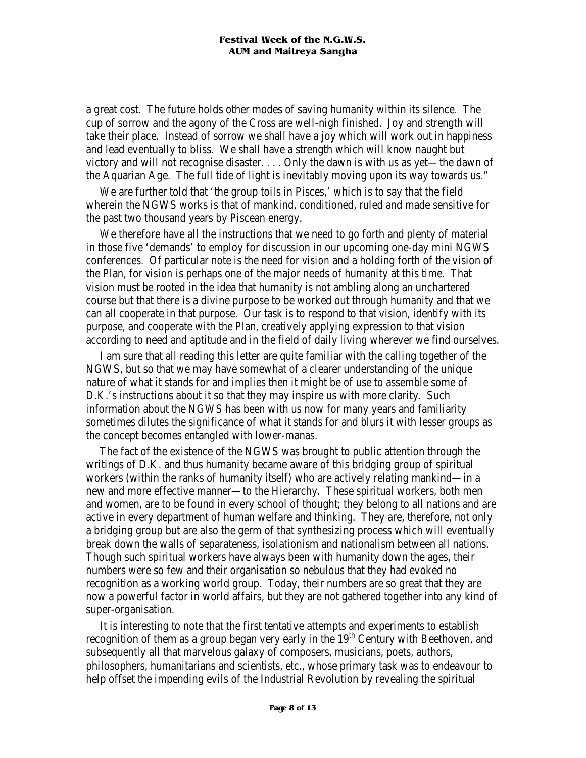a great cost. The future holds other modes of saving humanity within its silence. The cup of sorrow and the agony of the Cross are well-nigh finished. Joy and strength will take their place. Instead of sorrow we shall have a joy which will work out in happiness and lead eventually to bliss. We shall have a strength which will know naught but victory and will not recognise disaster. . . . Only the dawn is with us as yet—the dawn of the Aquarian Age. The full tide of light is inevitably moving upon its way towards us."

We are further told that 'the group toils in Pisces,' which is to say that the field wherein the NGWS works is that of mankind, conditioned, ruled and made sensitive for the past two thousand years by Piscean energy.

We therefore have all the instructions that we need to go forth and plenty of material in those five 'demands' to employ for discussion in our upcoming one-day mini NGWS conferences. Of particular note is the need for *vision* and a holding forth of the vision of the Plan, for *vision* is perhaps one of the major needs of humanity at this time. That vision must be rooted in the idea that humanity is not ambling along an unchartered course but that there is a divine purpose to be worked out through humanity and that we can all cooperate in that purpose. Our task is to respond to that vision, identify with its purpose, and cooperate with the Plan, creatively applying expression to that vision according to need and aptitude and in the field of daily living wherever we find ourselves.

I am sure that all reading this letter are quite familiar with the calling together of the NGWS, but so that we may have somewhat of a clearer understanding of the unique nature of what it stands for and implies then it might be of use to assemble some of D.K.'s instructions about it so that they may inspire us with more clarity. Such information about the NGWS has been with us now for many years and familiarity sometimes dilutes the significance of what it stands for and blurs it with lesser groups as the concept becomes entangled with lower-manas.

The fact of the existence of the NGWS was brought to public attention through the writings of D.K. and thus humanity became aware of this bridging group of spiritual workers (within the ranks of humanity itself) who are actively relating mankind—in a new and more effective manner—to the Hierarchy. These spiritual workers, both men and women, are to be found in every school of thought; they belong to all nations and are active in every department of human welfare and thinking. They are, therefore, not only a bridging group but are also the germ of that synthesizing process which will eventually break down the walls of separateness, isolationism and nationalism between all nations. Though such spiritual workers have always been with humanity down the ages, their numbers were so few and their organisation so nebulous that they had evoked no recognition as a working world group. Today, their numbers are so great that they are now a powerful factor in world affairs, but they are not gathered together into any kind of super-organisation.

It is interesting to note that the first tentative attempts and experiments to establish recognition of them as a group began very early in the 19th Century with Beethoven, and subsequently all that marvelous galaxy of composers, musicians, poets, authors, philosophers, humanitarians and scientists, etc., whose primary task was to endeavour to help offset the impending evils of the Industrial Revolution by revealing the spiritual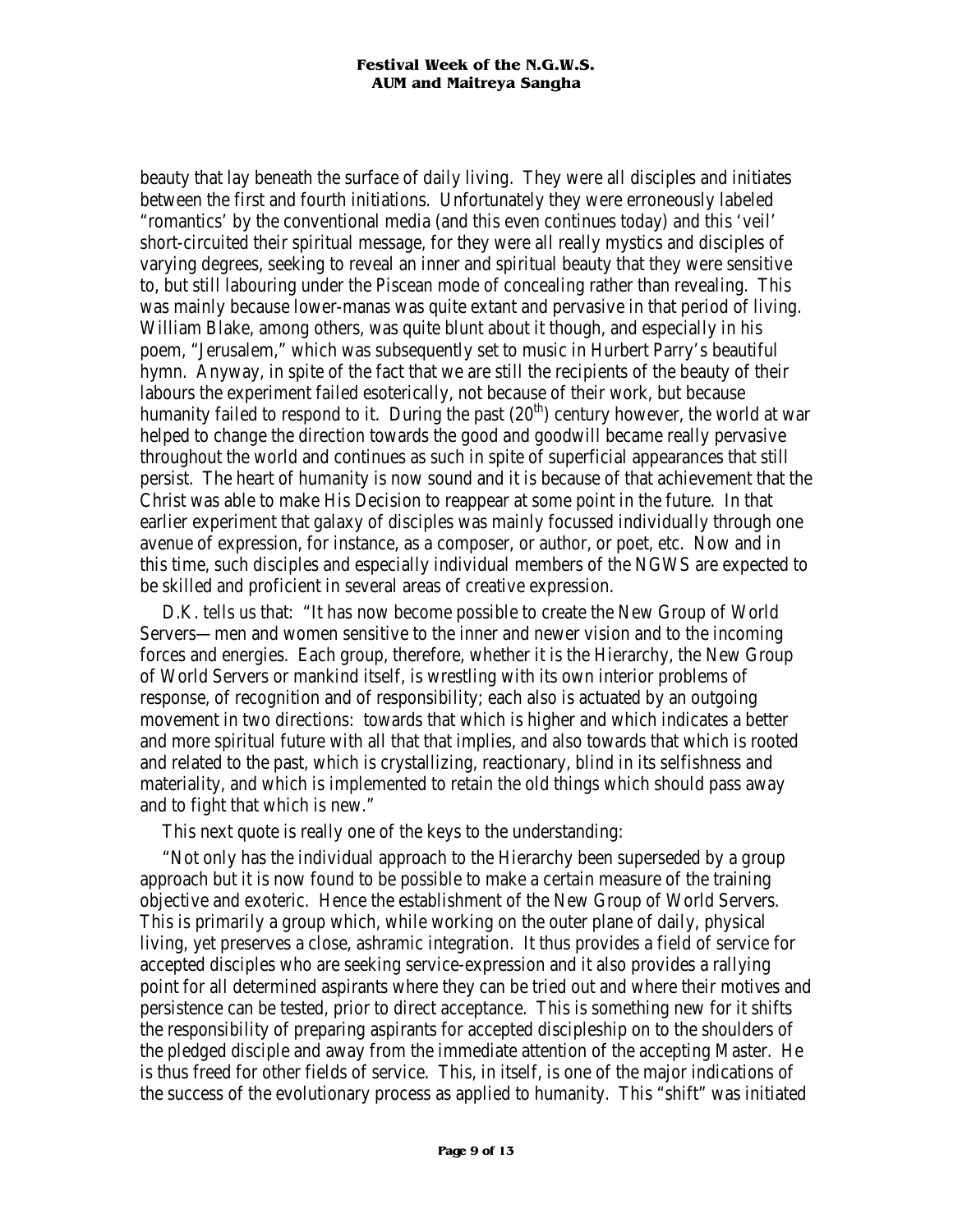beauty that lay beneath the surface of daily living. They were all disciples and initiates between the first and fourth initiations. Unfortunately they were erroneously labeled "romantics' by the conventional media (and this even continues today) and this 'veil' short-circuited their spiritual message, for they were all really mystics and disciples of varying degrees, seeking to reveal an inner and spiritual beauty that they were sensitive to, but still labouring under the Piscean mode of concealing rather than revealing. This was mainly because lower-manas was quite extant and pervasive in that period of living. William Blake, among others, was quite blunt about it though, and especially in his poem, "Jerusalem," which was subsequently set to music in Hurbert Parry's beautiful hymn. Anyway, in spite of the fact that we are still the recipients of the beauty of their labours the experiment failed esoterically, not because of their work, but because humanity failed to respond to it. During the past (20th) century however, the world at war helped to change the direction towards the good and goodwill became really pervasive throughout the world and continues as such in spite of superficial appearances that still persist. The heart of humanity is now sound and it is because of that achievement that the Christ was able to make His Decision to reappear at some point in the future. In that earlier experiment that galaxy of disciples was mainly focussed individually through one avenue of expression, for instance, as a composer, or author, or poet, etc. Now and in this time, such disciples and especially individual members of the NGWS are expected to be skilled and proficient in several areas of creative expression.

D.K. tells us that: "It has now become possible to create the New Group of World Servers—men and women sensitive to the inner and newer vision and to the incoming forces and energies. Each group, therefore, whether it is the Hierarchy, the New Group of World Servers or mankind itself, is wrestling with its own interior problems of response, of recognition and of responsibility; each also is actuated by an outgoing movement in two directions: towards that which is higher and which indicates a better and more spiritual future with all that that implies, and also towards that which is rooted and related to the past, which is crystallizing, reactionary, blind in its selfishness and materiality, and which is implemented to retain the old things which should pass away and to fight that which is new."

This next quote is really one of the keys to the understanding:

"Not only has the individual approach to the Hierarchy been superseded by a group approach but it is now found to be possible to make a certain measure of the training objective and exoteric. Hence the establishment of the New Group of World Servers. This is primarily a group which, while working on the outer plane of daily, physical living, yet preserves a close, ashramic integration. It thus provides a field of service for accepted disciples who are seeking service-expression and it also provides a rallying point for all determined aspirants where they can be tried out and where their motives and persistence can be tested, prior to direct acceptance. This is something new for it shifts the responsibility of preparing aspirants for accepted discipleship on to the shoulders of the pledged disciple and away from the immediate attention of the accepting Master. He is thus freed for other fields of service. This, in itself, is one of the major indications of the success of the evolutionary process as applied to humanity. This "shift" was initiated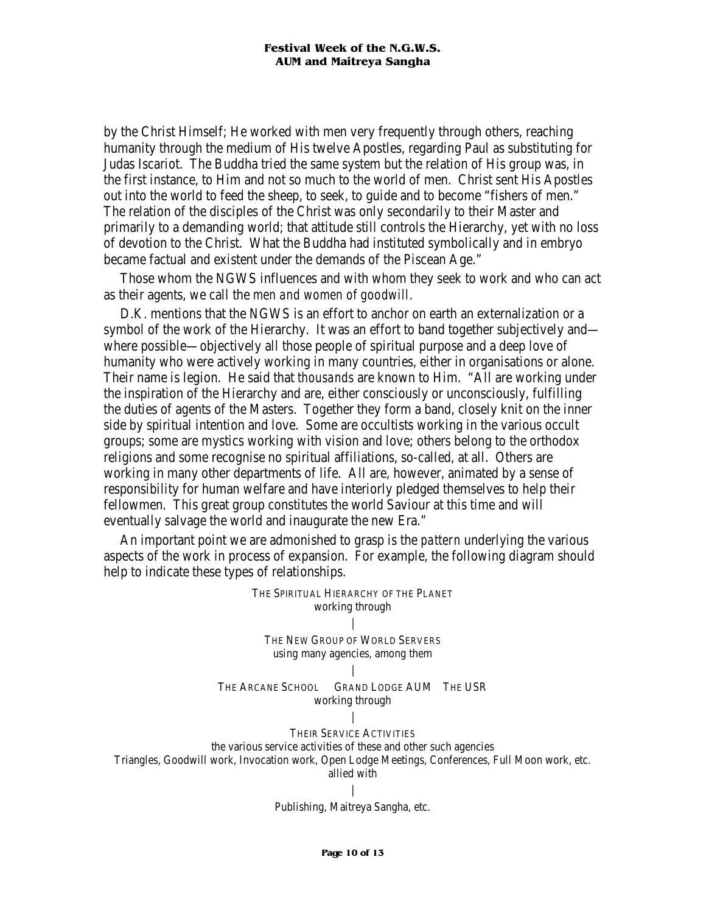by the Christ Himself; He worked with men very frequently through others, reaching humanity through the medium of His twelve Apostles, regarding Paul as substituting for Judas Iscariot. The Buddha tried the same system but the relation of His group was, in the first instance, to Him and not so much to the world of men. Christ sent His Apostles out into the world to feed the sheep, to seek, to guide and to become "fishers of men." The relation of the disciples of the Christ was only secondarily to their Master and primarily to a demanding world; that attitude still controls the Hierarchy, yet with no loss of devotion to the Christ. What the Buddha had instituted symbolically and in embryo became factual and existent under the demands of the Piscean Age."

Those whom the NGWS influences and with whom they seek to work and who can act as their agents, we call the *men and women of goodwill*.

D.K. mentions that the NGWS is an effort to anchor on earth an externalization or a symbol of the work of the Hierarchy. It was an effort to band together subjectively and—where possible—objectively all those people of spiritual purpose and a deep love of humanity who were actively working in many countries, either in organisations or alone. Their name is legion. He said that *thousands* are known to Him. "All are working under the inspiration of the Hierarchy and are, either consciously or unconsciously, fulfilling the duties of agents of the Masters. Together they form a band, closely knit on the inner side by spiritual intention and love. Some are occultists working in the various occult groups; some are mystics working with vision and love; others belong to the orthodox religions and some recognise no spiritual affiliations, so-called, at all. Others are working in many other departments of life. All are, however, animated by a sense of responsibility for human welfare and have interiorly pledged themselves to help their fellowmen. This great group constitutes the world Saviour at this time and will eventually salvage the world and inaugurate the new Era."

An important point we are admonished to grasp is the *pattern* underlying the various aspects of the work in process of expansion. For example, the following diagram should help to indicate these types of relationships.

THE SPIRITUAL HIERARCHY OF THE PLANET
working through

|

THE NEW GROUP OF WORLD SERVERS
using many agencies, among them

|

THE ARCANE SCHOOL   GRAND LODGE AUM   THE USR
working through

|

THEIR SERVICE ACTIVITIES
the various service activities of these and other such agencies
Triangles, Goodwill work, Invocation work, Open Lodge Meetings, Conferences, Full Moon work, etc.
allied with

|

Publishing, Maitreya Sangha, etc.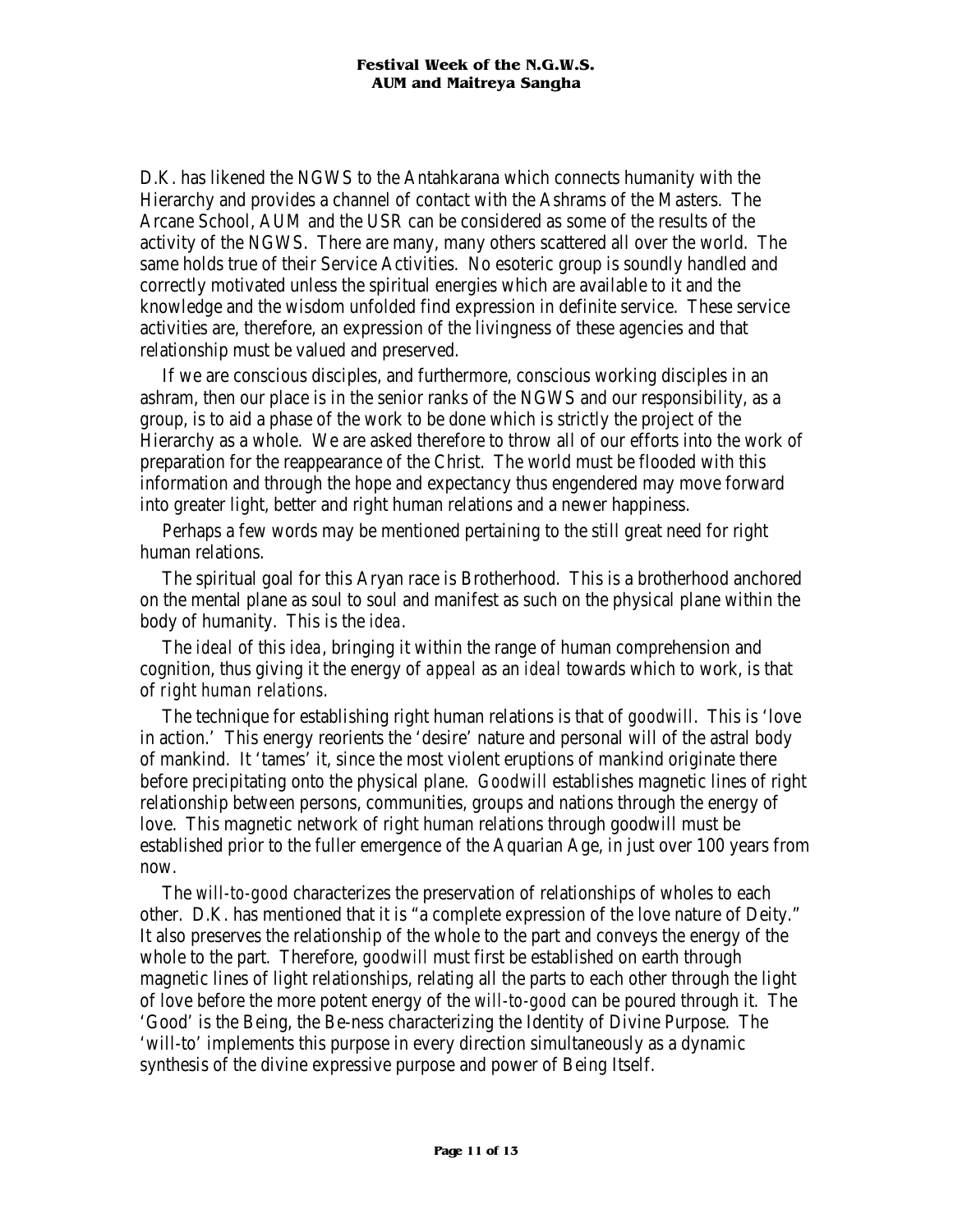D.K. has likened the NGWS to the Antahkarana which connects humanity with the Hierarchy and provides a channel of contact with the Ashrams of the Masters. The Arcane School, AUM and the USR can be considered as some of the results of the activity of the NGWS. There are many, many others scattered all over the world. The same holds true of their Service Activities. No esoteric group is soundly handled and correctly motivated unless the spiritual energies which are available to it and the knowledge and the wisdom unfolded find expression in definite service. These service activities are, therefore, an expression of the livingness of these agencies and that relationship must be valued and preserved.

If we are conscious disciples, and furthermore, conscious working disciples in an ashram, then our place is in the senior ranks of the NGWS and our responsibility, as a group, is to aid a phase of the work to be done which is strictly the project of the Hierarchy as a whole. We are asked therefore to throw all of our efforts into the work of preparation for the reappearance of the Christ. The world must be flooded with this information and through the hope and expectancy thus engendered may move forward into greater light, better and right human relations and a newer happiness.

Perhaps a few words may be mentioned pertaining to the still great need for right human relations.

The spiritual goal for this Aryan race is Brotherhood. This is a brotherhood anchored on the mental plane as soul to soul and manifest as such on the physical plane within the body of humanity. This is the *idea*.

The *ideal* of this *idea*, bringing it within the range of human comprehension and cognition, thus giving it the energy of *appeal* as an *ideal* towards which to work, is that of *right human relations*.

The technique for establishing right human relations is that of *goodwill*. This is 'love in action.' This energy reorients the 'desire' nature and personal will of the astral body of mankind. It 'tames' it, since the most violent eruptions of mankind originate there before precipitating onto the physical plane. *Goodwill* establishes magnetic lines of right relationship between persons, communities, groups and nations through the energy of love. This magnetic network of right human relations through goodwill must be established prior to the fuller emergence of the Aquarian Age, in just over 100 years from now.

The *will-to-good* characterizes the preservation of relationships of wholes to each other. D.K. has mentioned that it is "a complete expression of the love nature of Deity." It also preserves the relationship of the whole to the part and conveys the energy of the whole to the part. Therefore, *goodwill* must first be established on earth through magnetic lines of light relationships, relating all the parts to each other through the light of love before the more potent energy of the *will-to-good* can be poured through it. The 'Good' is the Being, the Be-ness characterizing the Identity of Divine Purpose. The 'will-to' implements this purpose in every direction simultaneously as a dynamic synthesis of the divine expressive purpose and power of Being Itself.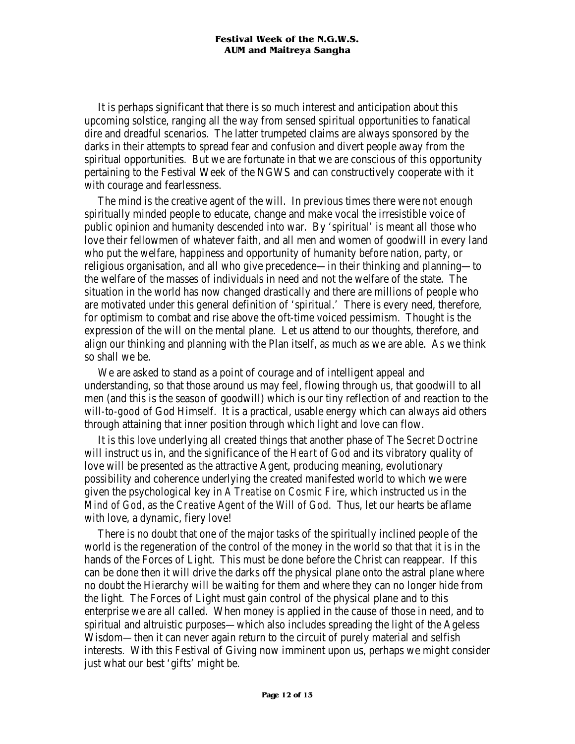It is perhaps significant that there is so much interest and anticipation about this upcoming solstice, ranging all the way from sensed spiritual opportunities to fanatical dire and dreadful scenarios. The latter trumpeted claims are always sponsored by the darks in their attempts to spread fear and confusion and divert people away from the spiritual opportunities. But we are fortunate in that we are conscious of this opportunity pertaining to the Festival Week of the NGWS and can constructively cooperate with it with courage and fearlessness.

The mind is the creative agent of the will. In previous times there were *not enough* spiritually minded people to educate, change and make vocal the irresistible voice of public opinion and humanity descended into war. By 'spiritual' is meant all those who love their fellowmen of whatever faith, and all men and women of goodwill in every land who put the welfare, happiness and opportunity of humanity before nation, party, or religious organisation, and all who give precedence—in their thinking and planning—to the welfare of the masses of individuals in need and not the welfare of the state. The situation in the world has now changed drastically and there are millions of people who are motivated under this general definition of 'spiritual.' There is every need, therefore, for optimism to combat and rise above the oft-time voiced pessimism. Thought is the expression of the will on the mental plane. Let us attend to our thoughts, therefore, and align our thinking and planning with the Plan itself, as much as we are able. As we think so shall we be.

We are asked to stand as a point of courage and of intelligent appeal and understanding, so that those around us may feel, flowing through us, that goodwill to all men (and this is the season of goodwill) which is our tiny reflection of and reaction to the *will-to-good* of God Himself. It is a practical, usable energy which can always aid others through attaining that inner position through which light and love can flow.

It is this love underlying all created things that another phase of *The Secret Doctrine* will instruct us in, and the significance of the *Heart of God* and its vibratory quality of love will be presented as the attractive Agent, producing meaning, evolutionary possibility and coherence underlying the created manifested world to which we were given the psychological key in *A Treatise on Cosmic Fire*, which instructed us in the *Mind of God*, as the *Creative Agent* of the *Will of God*. Thus, let our hearts be aflame with love, a dynamic, fiery love!

There is no doubt that one of the major tasks of the spiritually inclined people of the world is the regeneration of the control of the money in the world so that that it is in the hands of the Forces of Light. This must be done before the Christ can reappear. If this can be done then it will drive the darks off the physical plane onto the astral plane where no doubt the Hierarchy will be waiting for them and where they can no longer hide from the light. The Forces of Light must gain control of the physical plane and to this enterprise we are all called. When money is applied in the cause of those in need, and to spiritual and altruistic purposes—which also includes spreading the light of the Ageless Wisdom—then it can never again return to the circuit of purely material and selfish interests. With this Festival of Giving now imminent upon us, perhaps we might consider just what our best 'gifts' might be.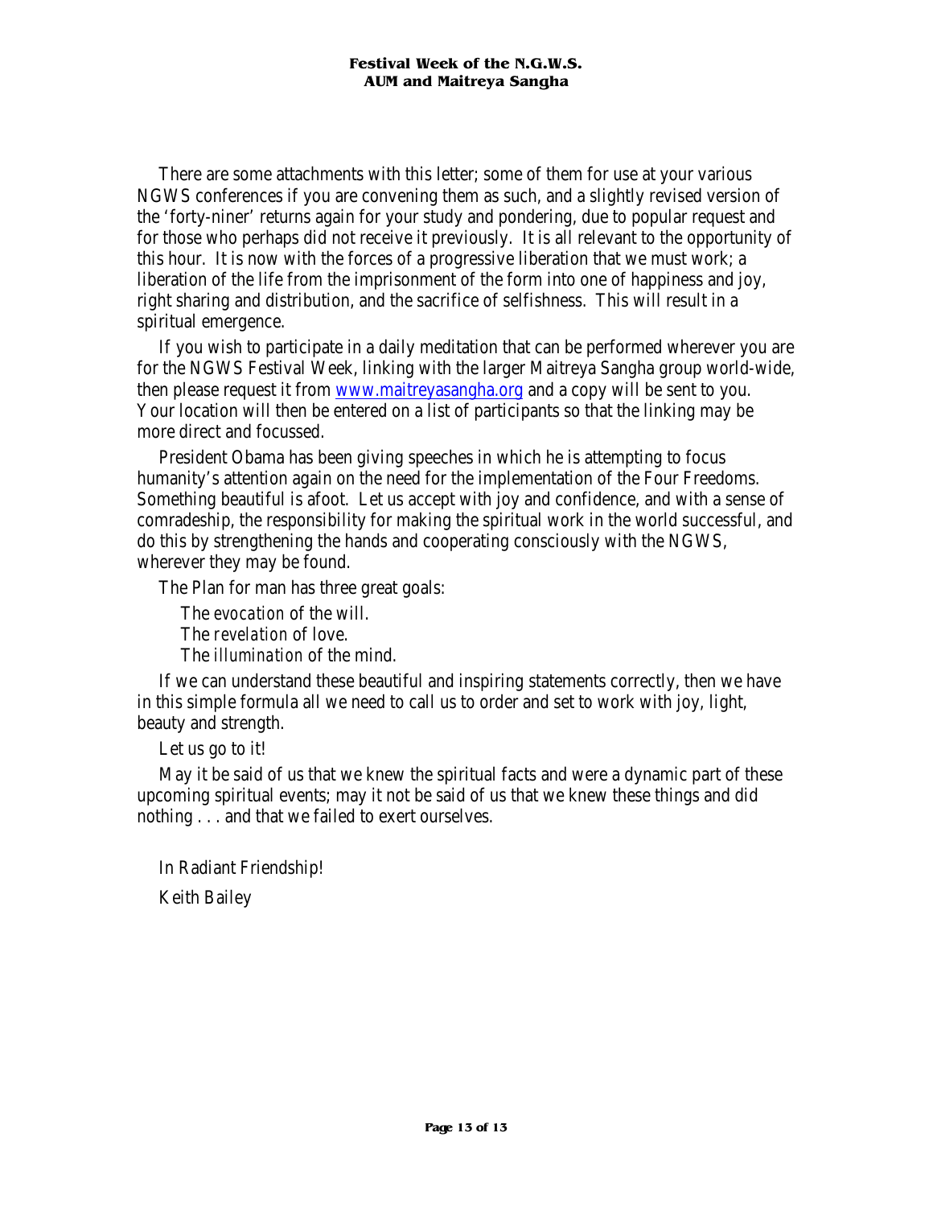There are some attachments with this letter; some of them for use at your various NGWS conferences if you are convening them as such, and a slightly revised version of the 'forty-niner' returns again for your study and pondering, due to popular request and for those who perhaps did not receive it previously. It is all relevant to the opportunity of this hour. It is now with the forces of a progressive liberation that we must work; a liberation of the life from the imprisonment of the form into one of happiness and joy, right sharing and distribution, and the sacrifice of selfishness. This will result in a spiritual emergence.

If you wish to participate in a daily meditation that can be performed wherever you are for the NGWS Festival Week, linking with the larger Maitreya Sangha group world-wide, then please request it from www.maitreyasangha.org and a copy will be sent to you. Your location will then be entered on a list of participants so that the linking may be more direct and focussed.

President Obama has been giving speeches in which he is attempting to focus humanity's attention again on the need for the implementation of the Four Freedoms. Something beautiful is afoot. Let us accept with joy and confidence, and with a sense of comradeship, the responsibility for making the spiritual work in the world successful, and do this by strengthening the hands and cooperating consciously with the NGWS, wherever they may be found.

The Plan for man has three great goals:

The *evocation* of the will.  
The *revelation* of love.  
The *illumination* of the mind.

If we can understand these beautiful and inspiring statements correctly, then we have in this simple formula all we need to call us to order and set to work with joy, light, beauty and strength.

Let us go to it!

May it be said of us that we knew the spiritual facts and were a dynamic part of these upcoming spiritual events; may it not be said of us that we knew these things and did nothing . . . and that we failed to exert ourselves.

In Radiant Friendship!

Keith Bailey